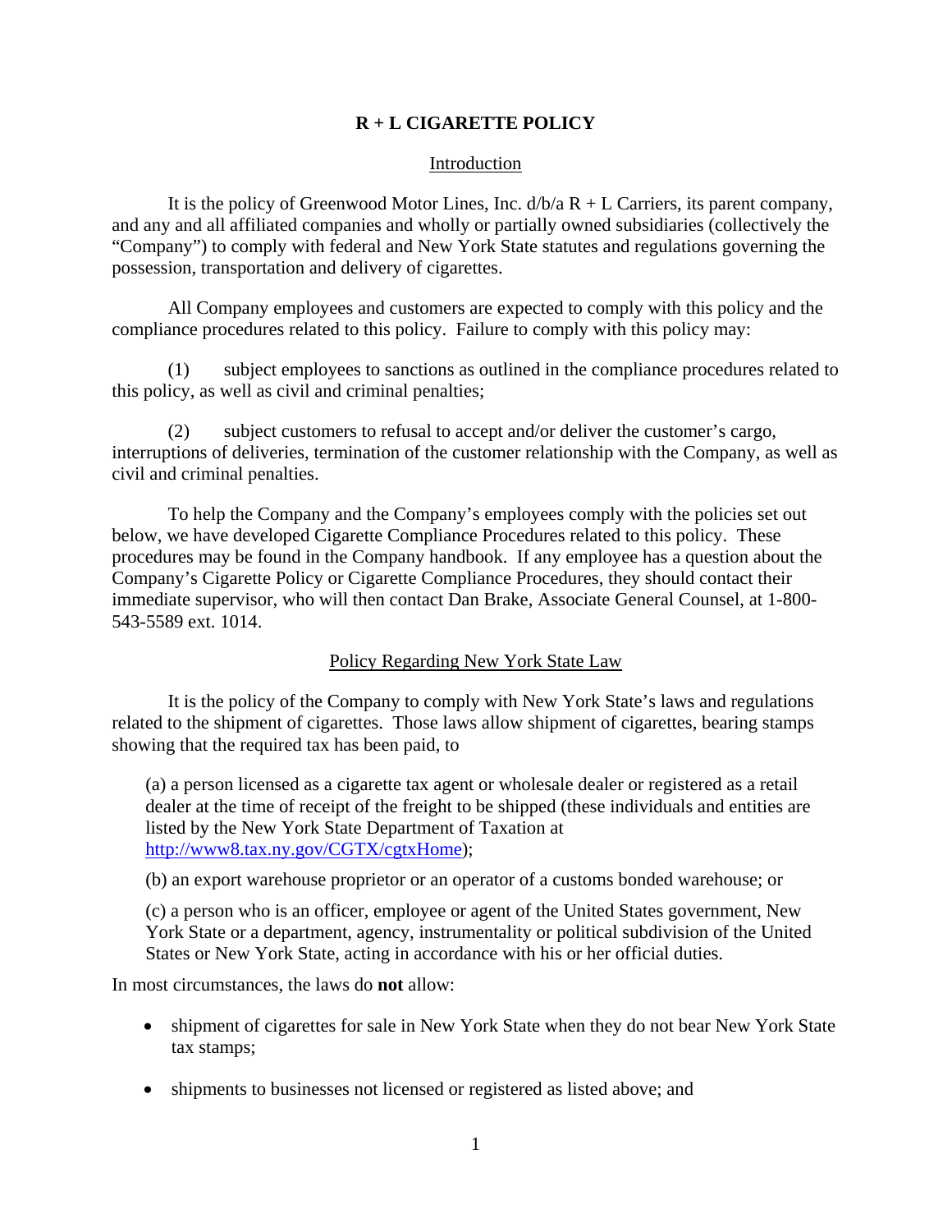# R + L CIGARETTE POLICY

## Introduction

It is the policy of Greenwood Motor Lines, Inc. d/b/a R + L Carriers, its parent company, and any and all affiliated companies and wholly or partially owned subsidiaries (collectively the "Company") to comply with federal and New York State statutes and regulations governing the possession, transportation and delivery of cigarettes.

All Company employees and customers are expected to comply with this policy and the compliance procedures related to this policy. Failure to comply with this policy may:

(1) subject employees to sanctions as outlined in the compliance procedures related to this policy, as well as civil and criminal penalties;

(2) subject customers to refusal to accept and/or deliver the customer's cargo, interruptions of deliveries, termination of the customer relationship with the Company, as well as civil and criminal penalties.

To help the Company and the Company's employees comply with the policies set out below, we have developed Cigarette Compliance Procedures related to this policy. These procedures may be found in the Company handbook. If any employee has a question about the Company's Cigarette Policy or Cigarette Compliance Procedures, they should contact their immediate supervisor, who will then contact Dan Brake, Associate General Counsel, at 1-800-543-5589 ext. 1014.

## Policy Regarding New York State Law

It is the policy of the Company to comply with New York State's laws and regulations related to the shipment of cigarettes. Those laws allow shipment of cigarettes, bearing stamps showing that the required tax has been paid, to

(a) a person licensed as a cigarette tax agent or wholesale dealer or registered as a retail dealer at the time of receipt of the freight to be shipped (these individuals and entities are listed by the New York State Department of Taxation at http://www8.tax.ny.gov/CGTX/cgtxHome);

(b) an export warehouse proprietor or an operator of a customs bonded warehouse; or

(c) a person who is an officer, employee or agent of the United States government, New York State or a department, agency, instrumentality or political subdivision of the United States or New York State, acting in accordance with his or her official duties.

In most circumstances, the laws do **not** allow:

- shipment of cigarettes for sale in New York State when they do not bear New York State tax stamps;
- shipments to businesses not licensed or registered as listed above; and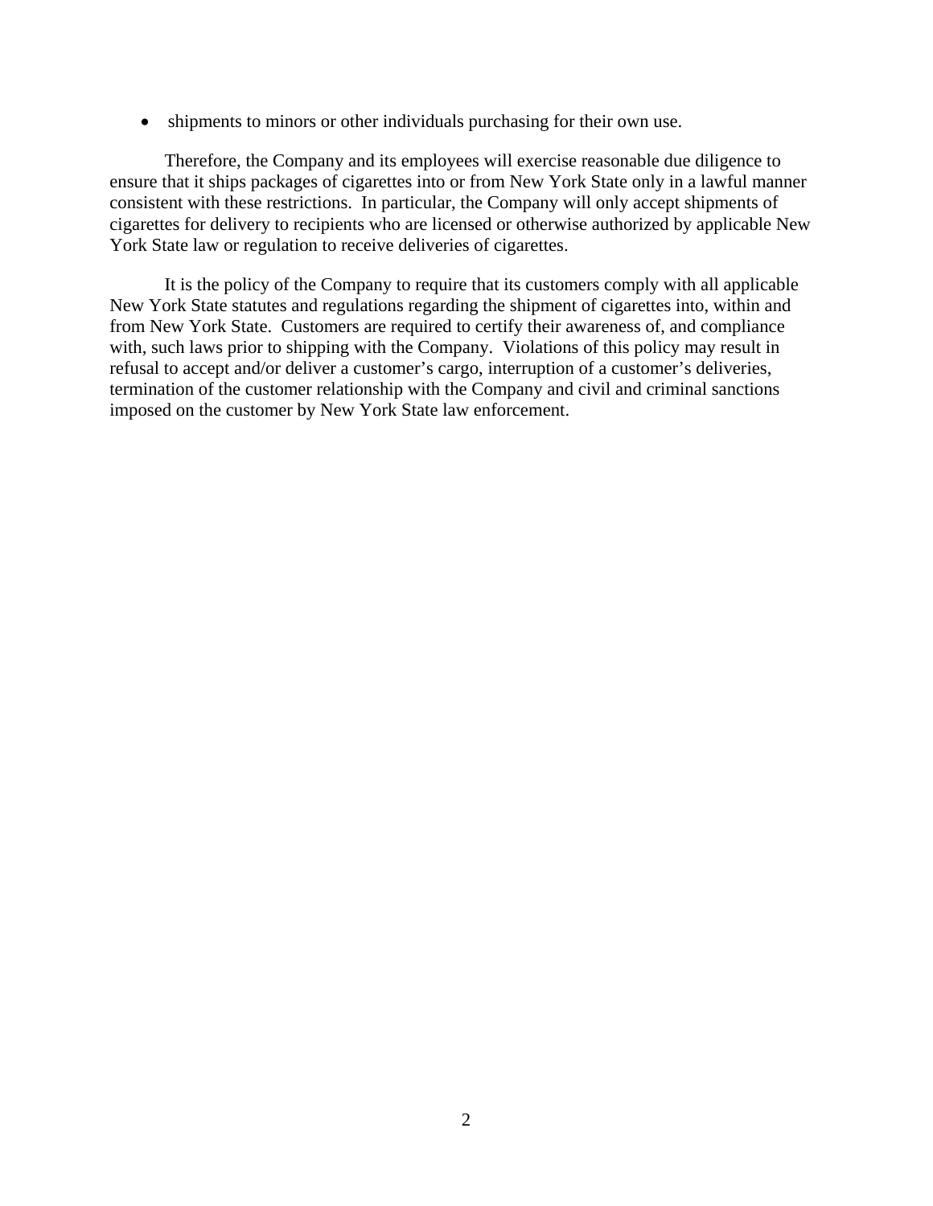- shipments to minors or other individuals purchasing for their own use.

Therefore, the Company and its employees will exercise reasonable due diligence to ensure that it ships packages of cigarettes into or from New York State only in a lawful manner consistent with these restrictions. In particular, the Company will only accept shipments of cigarettes for delivery to recipients who are licensed or otherwise authorized by applicable New York State law or regulation to receive deliveries of cigarettes.

It is the policy of the Company to require that its customers comply with all applicable New York State statutes and regulations regarding the shipment of cigarettes into, within and from New York State. Customers are required to certify their awareness of, and compliance with, such laws prior to shipping with the Company. Violations of this policy may result in refusal to accept and/or deliver a customer's cargo, interruption of a customer's deliveries, termination of the customer relationship with the Company and civil and criminal sanctions imposed on the customer by New York State law enforcement.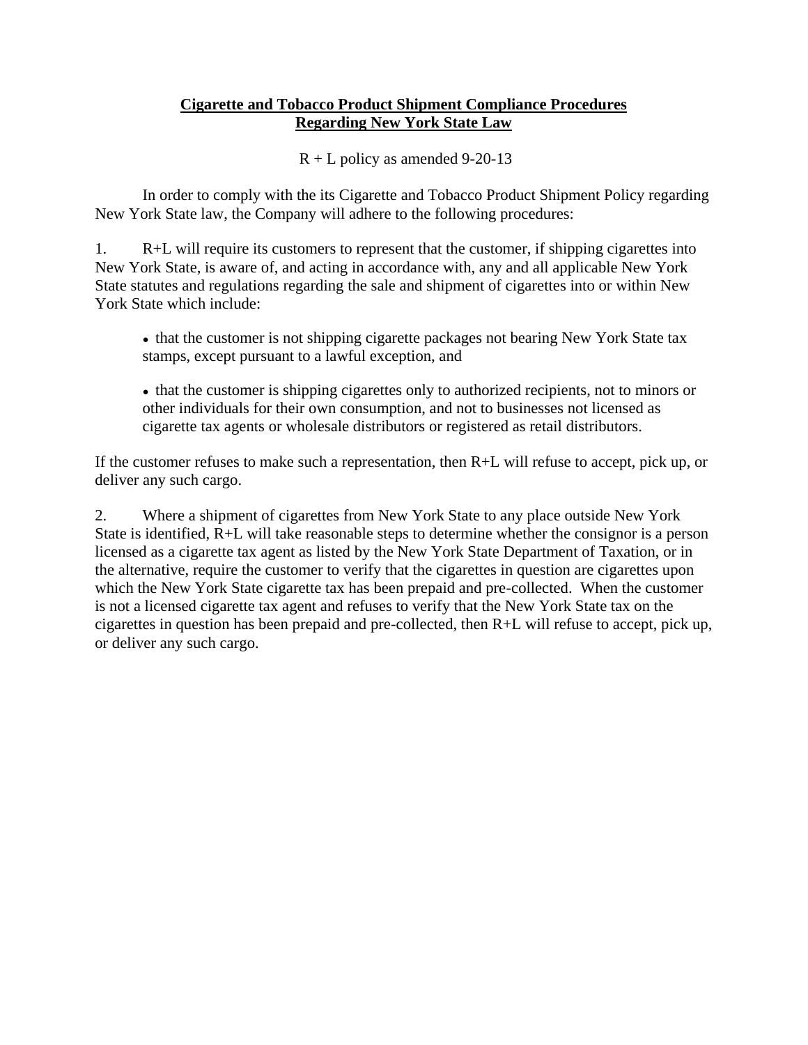**Cigarette and Tobacco Product Shipment Compliance Procedures**
**Regarding New York State Law**

R + L policy as amended 9-20-13

In order to comply with the its Cigarette and Tobacco Product Shipment Policy regarding New York State law, the Company will adhere to the following procedures:

1. R+L will require its customers to represent that the customer, if shipping cigarettes into New York State, is aware of, and acting in accordance with, any and all applicable New York State statutes and regulations regarding the sale and shipment of cigarettes into or within New York State which include:

- that the customer is not shipping cigarette packages not bearing New York State tax stamps, except pursuant to a lawful exception, and

- that the customer is shipping cigarettes only to authorized recipients, not to minors or other individuals for their own consumption, and not to businesses not licensed as cigarette tax agents or wholesale distributors or registered as retail distributors.

If the customer refuses to make such a representation, then R+L will refuse to accept, pick up, or deliver any such cargo.

2. Where a shipment of cigarettes from New York State to any place outside New York State is identified, R+L will take reasonable steps to determine whether the consignor is a person licensed as a cigarette tax agent as listed by the New York State Department of Taxation, or in the alternative, require the customer to verify that the cigarettes in question are cigarettes upon which the New York State cigarette tax has been prepaid and pre-collected. When the customer is not a licensed cigarette tax agent and refuses to verify that the New York State tax on the cigarettes in question has been prepaid and pre-collected, then R+L will refuse to accept, pick up, or deliver any such cargo.